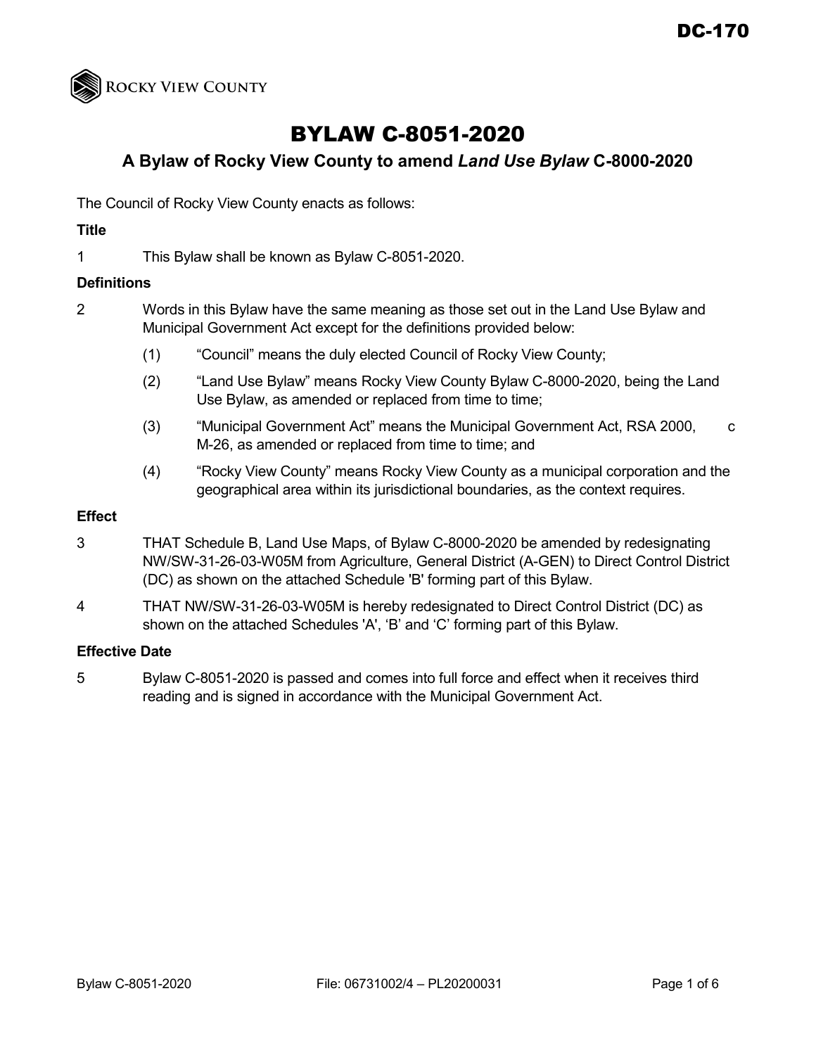DC-170

ROCKY VIEW COUNTY

# BYLAW C-8051-2020

## A Bylaw of Rocky View County to amend *Land Use Bylaw* C-8000-2020

The Council of Rocky View County enacts as follows:

**Title**

1 This Bylaw shall be known as Bylaw C-8051-2020.

**Definitions**

2 Words in this Bylaw have the same meaning as those set out in the Land Use Bylaw and Municipal Government Act except for the definitions provided below:

(1) “Council” means the duly elected Council of Rocky View County;

(2) “Land Use Bylaw” means Rocky View County Bylaw C-8000-2020, being the Land Use Bylaw, as amended or replaced from time to time;

(3) “Municipal Government Act” means the Municipal Government Act, RSA 2000, c M-26, as amended or replaced from time to time; and

(4) “Rocky View County” means Rocky View County as a municipal corporation and the geographical area within its jurisdictional boundaries, as the context requires.

**Effect**

3 THAT Schedule B, Land Use Maps, of Bylaw C-8000-2020 be amended by redesignating NW/SW-31-26-03-W05M from Agriculture, General District (A-GEN) to Direct Control District (DC) as shown on the attached Schedule 'B' forming part of this Bylaw.

4 THAT NW/SW-31-26-03-W05M is hereby redesignated to Direct Control District (DC) as shown on the attached Schedules 'A', ‘B’ and ‘C’ forming part of this Bylaw.

**Effective Date**

5 Bylaw C-8051-2020 is passed and comes into full force and effect when it receives third reading and is signed in accordance with the Municipal Government Act.

Bylaw C-8051-2020 File: 06731002/4 – PL20200031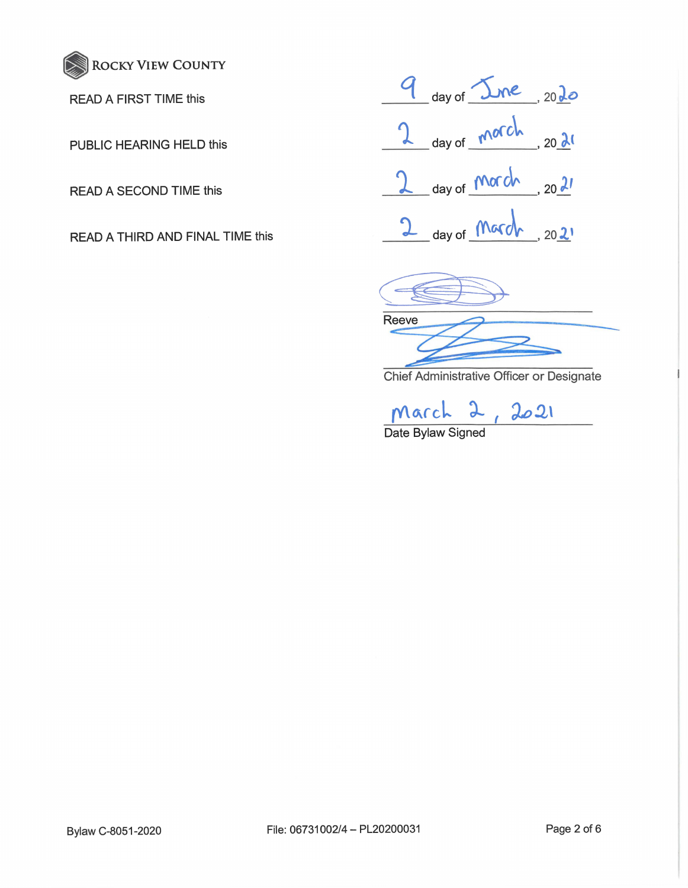ROCKY VIEW COUNTY

| | |
|---|---|
| READ A FIRST TIME this | 9 day of June, 2020 |
| PUBLIC HEARING HELD this | 2 day of March, 2021 |
| READ A SECOND TIME this | 2 day of March, 2021 |
| READ A THIRD AND FINAL TIME this | 2 day of March, 2021 |

Reeve

Chief Administrative Officer or Designate

March 2, 2021

Date Bylaw Signed

Bylaw C-8051-2020 File: 06731002/4 – PL20200031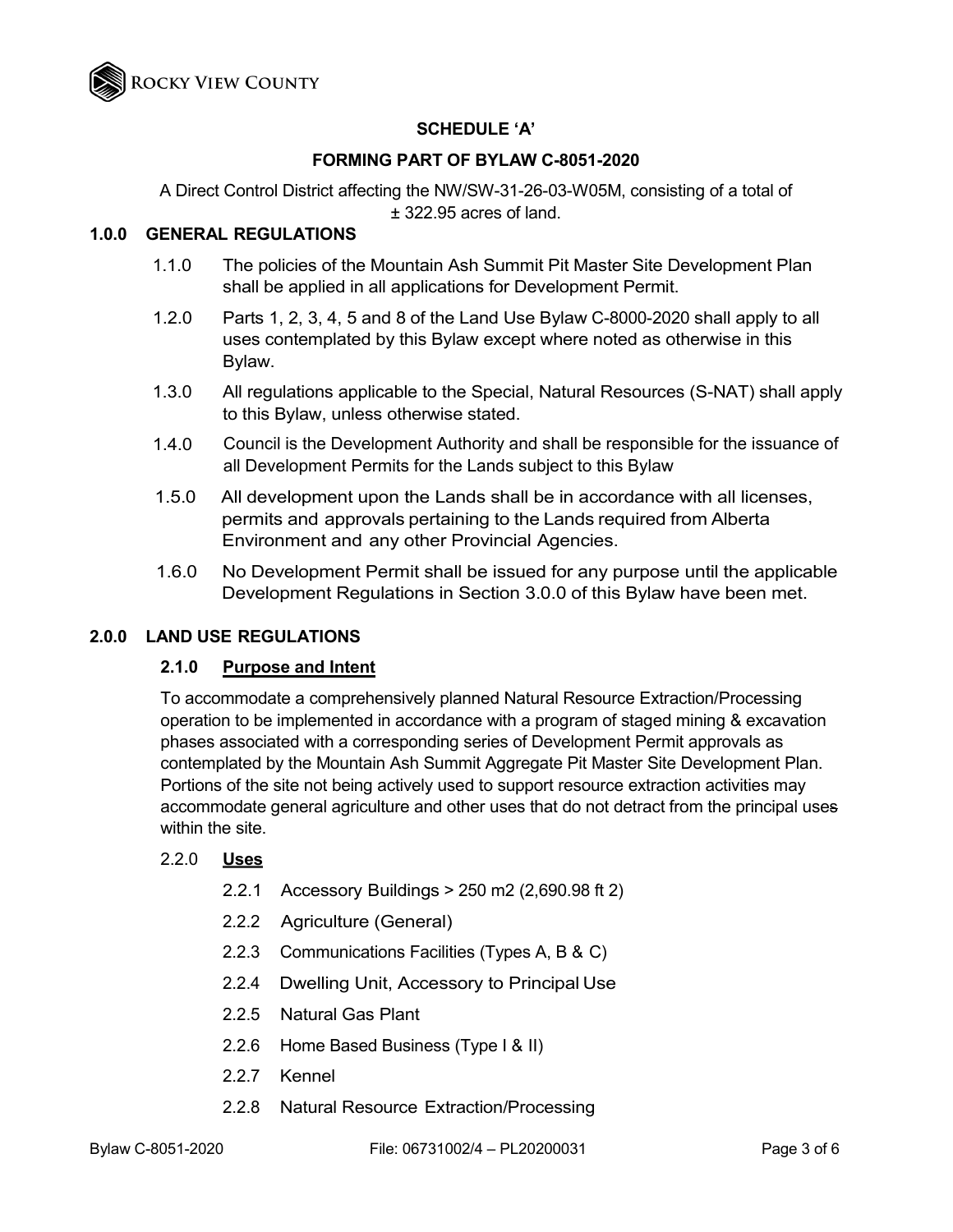**SCHEDULE 'A'**

**FORMING PART OF BYLAW C-8051-2020**

A Direct Control District affecting the NW/SW-31-26-03-W05M, consisting of a total of ± 322.95 acres of land.

## 1.0.0 GENERAL REGULATIONS

1.1.0 The policies of the Mountain Ash Summit Pit Master Site Development Plan shall be applied in all applications for Development Permit.

1.2.0 Parts 1, 2, 3, 4, 5 and 8 of the Land Use Bylaw C-8000-2020 shall apply to all uses contemplated by this Bylaw except where noted as otherwise in this Bylaw.

1.3.0 All regulations applicable to the Special, Natural Resources (S-NAT) shall apply to this Bylaw, unless otherwise stated.

1.4.0 Council is the Development Authority and shall be responsible for the issuance of all Development Permits for the Lands subject to this Bylaw

1.5.0 All development upon the Lands shall be in accordance with all licenses, permits and approvals pertaining to the Lands required from Alberta Environment and any other Provincial Agencies.

1.6.0 No Development Permit shall be issued for any purpose until the applicable Development Regulations in Section 3.0.0 of this Bylaw have been met.

## 2.0.0 LAND USE REGULATIONS

### 2.1.0 Purpose and Intent

To accommodate a comprehensively planned Natural Resource Extraction/Processing operation to be implemented in accordance with a program of staged mining & excavation phases associated with a corresponding series of Development Permit approvals as contemplated by the Mountain Ash Summit Aggregate Pit Master Site Development Plan. Portions of the site not being actively used to support resource extraction activities may accommodate general agriculture and other uses that do not detract from the principal uses within the site.

### 2.2.0 Uses

2.2.1 Accessory Buildings > 250 m2 (2,690.98 ft 2)

2.2.2 Agriculture (General)

2.2.3 Communications Facilities (Types A, B & C)

2.2.4 Dwelling Unit, Accessory to Principal Use

2.2.5 Natural Gas Plant

2.2.6 Home Based Business (Type I & II)

2.2.7 Kennel

2.2.8 Natural Resource Extraction/Processing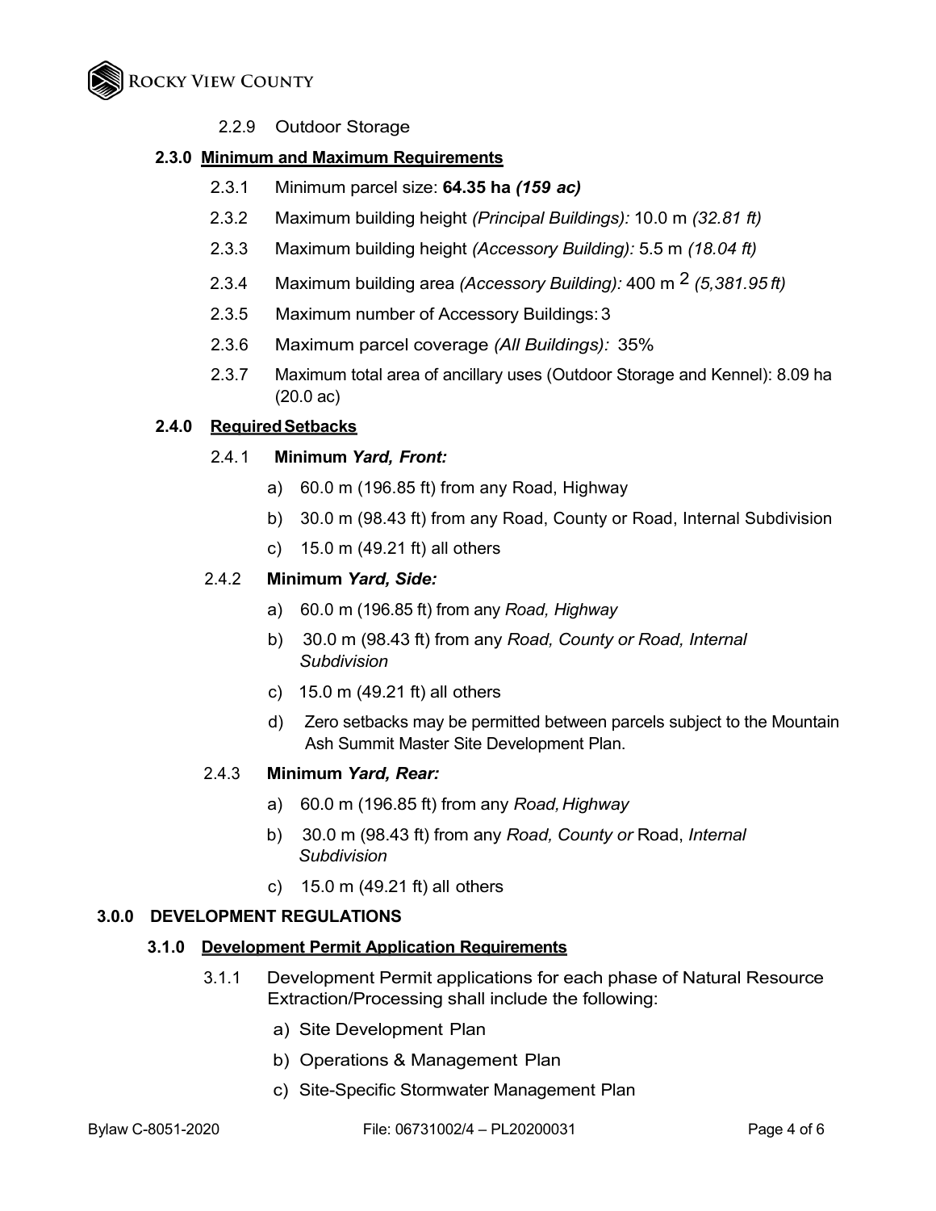2.2.9 Outdoor Storage

**2.3.0 Minimum and Maximum Requirements**

2.3.1 Minimum parcel size: **64.35 ha** ***(159 ac)***

2.3.2 Maximum building height *(Principal Buildings):* 10.0 m *(32.81 ft)*

2.3.3 Maximum building height *(Accessory Building):* 5.5 m *(18.04 ft)*

2.3.4 Maximum building area *(Accessory Building):* 400 $m^2$ *(5,381.95 ft)*

2.3.5 Maximum number of Accessory Buildings: 3

2.3.6 Maximum parcel coverage *(All Buildings):* 35%

2.3.7 Maximum total area of ancillary uses (Outdoor Storage and Kennel): 8.09 ha (20.0 ac)

**2.4.0 Required Setbacks**

2.4.1 **Minimum** ***Yard, Front:***

a) 60.0 m (196.85 ft) from any Road, Highway

b) 30.0 m (98.43 ft) from any Road, County or Road, Internal Subdivision

c) 15.0 m (49.21 ft) all others

2.4.2 **Minimum** ***Yard, Side:***

a) 60.0 m (196.85 ft) from any *Road, Highway*

b) 30.0 m (98.43 ft) from any *Road, County or Road, Internal Subdivision*

c) 15.0 m (49.21 ft) all others

d) Zero setbacks may be permitted between parcels subject to the Mountain Ash Summit Master Site Development Plan.

2.4.3 **Minimum** ***Yard, Rear:***

a) 60.0 m (196.85 ft) from any *Road, Highway*

b) 30.0 m (98.43 ft) from any *Road, County or* Road, *Internal Subdivision*

c) 15.0 m (49.21 ft) all others

**3.0.0 DEVELOPMENT REGULATIONS**

**3.1.0 Development Permit Application Requirements**

3.1.1 Development Permit applications for each phase of Natural Resource Extraction/Processing shall include the following:

a) Site Development Plan

b) Operations & Management Plan

c) Site-Specific Stormwater Management Plan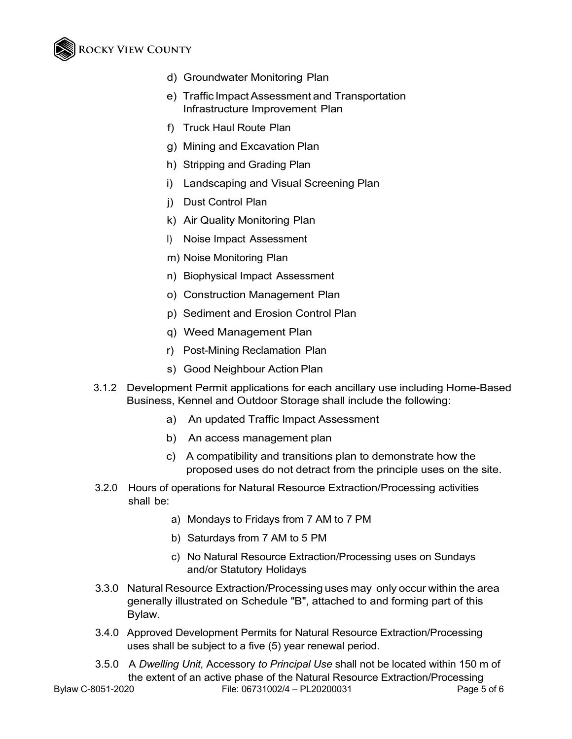d) Groundwater Monitoring Plan

e) Traffic Impact Assessment and Transportation Infrastructure Improvement Plan

f) Truck Haul Route Plan

g) Mining and Excavation Plan

h) Stripping and Grading Plan

i) Landscaping and Visual Screening Plan

j) Dust Control Plan

k) Air Quality Monitoring Plan

l) Noise Impact Assessment

m) Noise Monitoring Plan

n) Biophysical Impact Assessment

o) Construction Management Plan

p) Sediment and Erosion Control Plan

q) Weed Management Plan

r) Post-Mining Reclamation Plan

s) Good Neighbour Action Plan

3.1.2 Development Permit applications for each ancillary use including Home-Based Business, Kennel and Outdoor Storage shall include the following:

a) An updated Traffic Impact Assessment

b) An access management plan

c) A compatibility and transitions plan to demonstrate how the proposed uses do not detract from the principle uses on the site.

3.2.0 Hours of operations for Natural Resource Extraction/Processing activities shall be:

a) Mondays to Fridays from 7 AM to 7 PM

b) Saturdays from 7 AM to 5 PM

c) No Natural Resource Extraction/Processing uses on Sundays and/or Statutory Holidays

3.3.0 Natural Resource Extraction/Processing uses may only occur within the area generally illustrated on Schedule "B", attached to and forming part of this Bylaw.

3.4.0 Approved Development Permits for Natural Resource Extraction/Processing uses shall be subject to a five (5) year renewal period.

3.5.0 A *Dwelling Unit,* Accessory *to Principal Use* shall not be located within 150 m of the extent of an active phase of the Natural Resource Extraction/Processing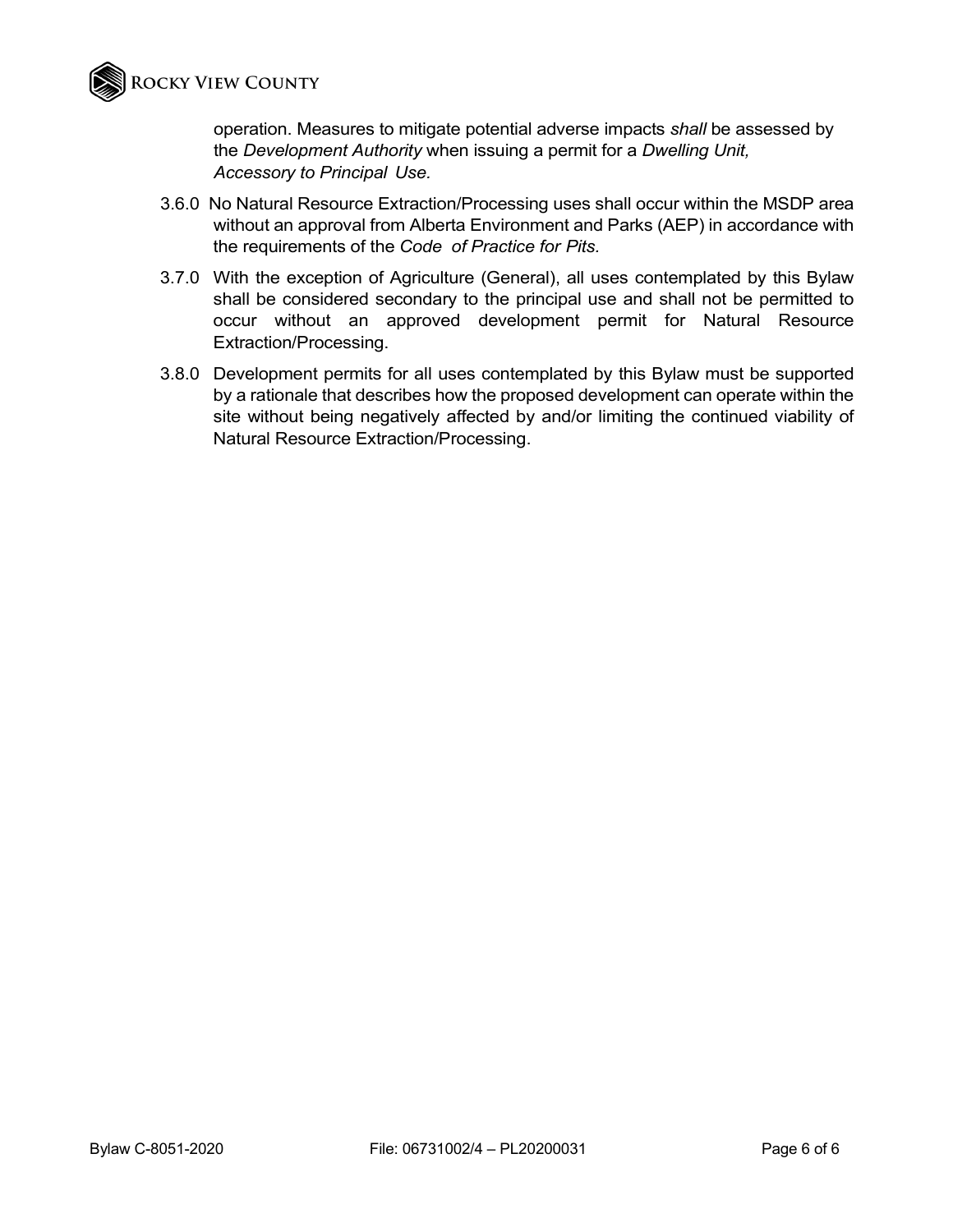operation. Measures to mitigate potential adverse impacts *shall* be assessed by the *Development Authority* when issuing a permit for a *Dwelling Unit, Accessory to Principal Use.*

3.6.0 No Natural Resource Extraction/Processing uses shall occur within the MSDP area without an approval from Alberta Environment and Parks (AEP) in accordance with the requirements of the *Code of Practice for Pits.*

3.7.0 With the exception of Agriculture (General), all uses contemplated by this Bylaw shall be considered secondary to the principal use and shall not be permitted to occur without an approved development permit for Natural Resource Extraction/Processing.

3.8.0 Development permits for all uses contemplated by this Bylaw must be supported by a rationale that describes how the proposed development can operate within the site without being negatively affected by and/or limiting the continued viability of Natural Resource Extraction/Processing.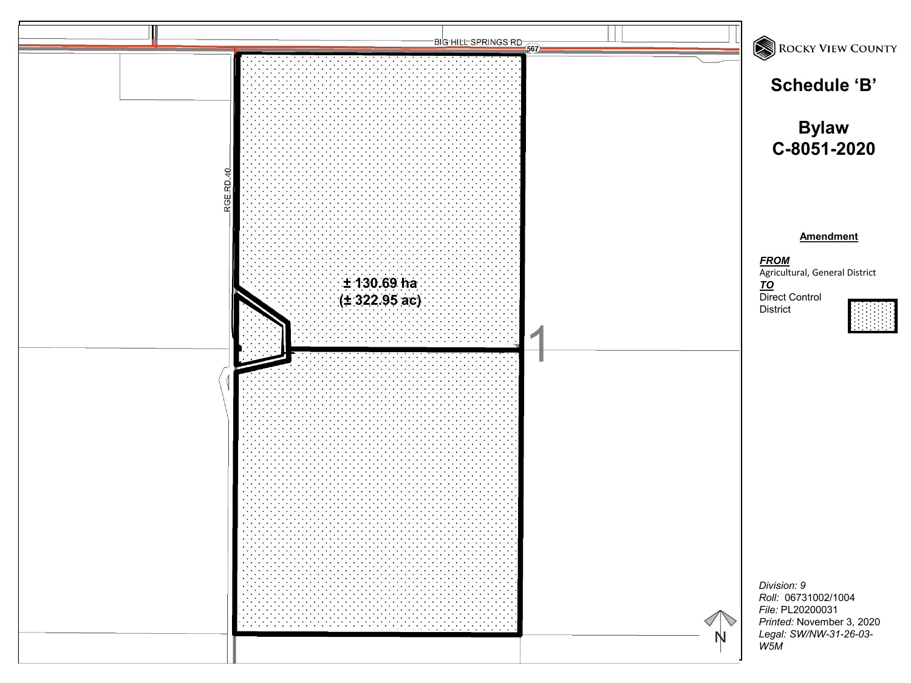BIG HILL SPRINGS RD

567

RGE RD 40

± 130.69 ha
(± 322.95 ac)

1

N

Rocky View County

# Schedule 'B'

# Bylaw C-8051-2020

**Amendment**

***FROM***
Agricultural, General District
***TO***
Direct Control District

*Division:* 9
*Roll:* 06731002/1004
*File:* PL20200031
*Printed:* November 3, 2020
*Legal: SW/NW-31-26-03-W5M*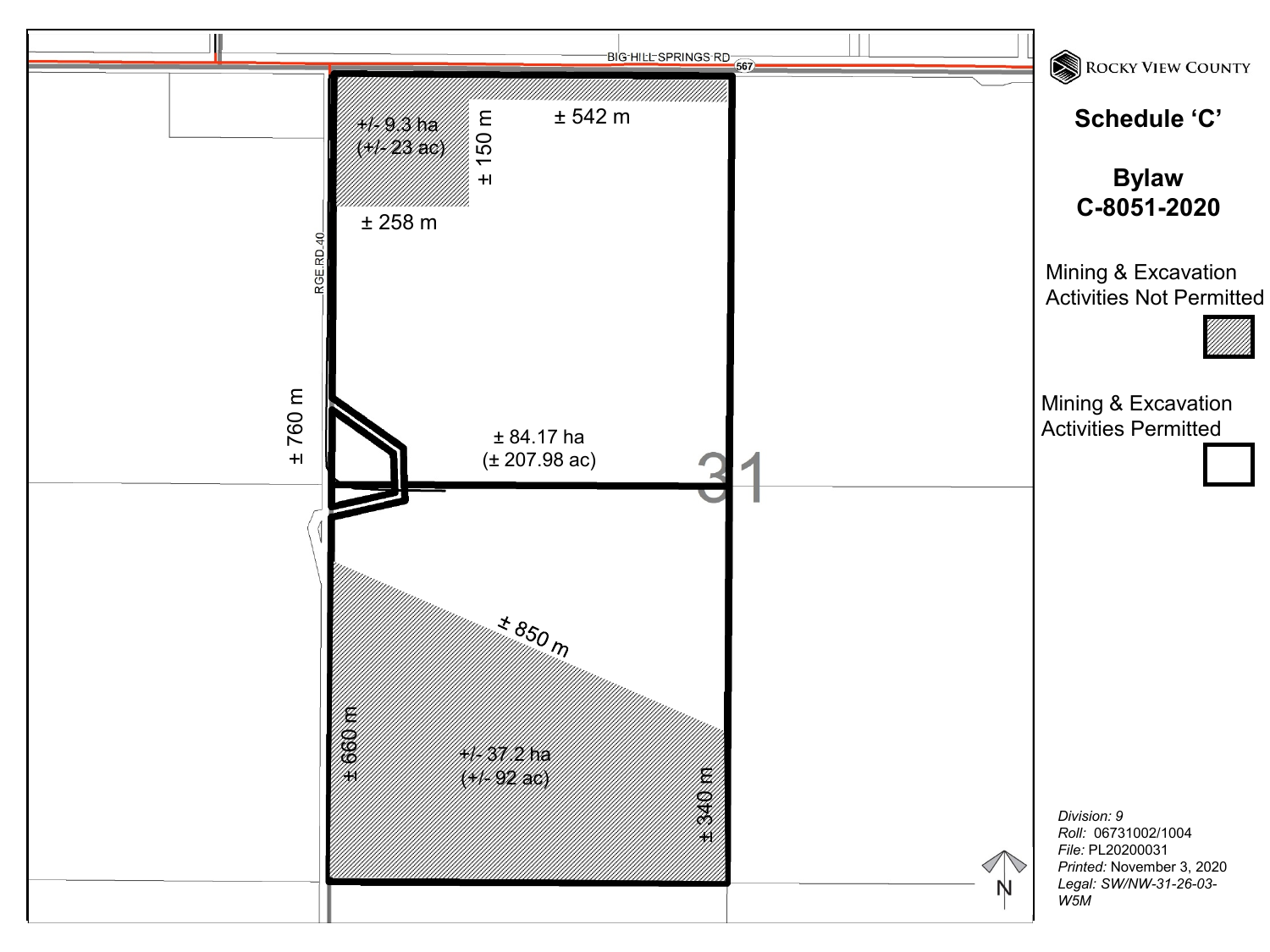ROCKY VIEW COUNTY

**Schedule 'C'**

**Bylaw C-8051-2020**

Mining & Excavation Activities Not Permitted

Mining & Excavation Activities Permitted

BIG HILL SPRINGS RD

567

RGE RD 40

+/- 9.3 ha
(+/- 23 ac)

± 150 m

± 542 m

± 258 m

± 760 m

± 84.17 ha
(± 207.98 ac)

31

± 850 m

± 660 m

+/- 37.2 ha
(+/- 92 ac)

± 340 m

N

*Division:* 9
*Roll:* 06731002/1004
*File:* PL20200031
*Printed:* November 3, 2020
*Legal:* SW/NW-31-26-03-W5M